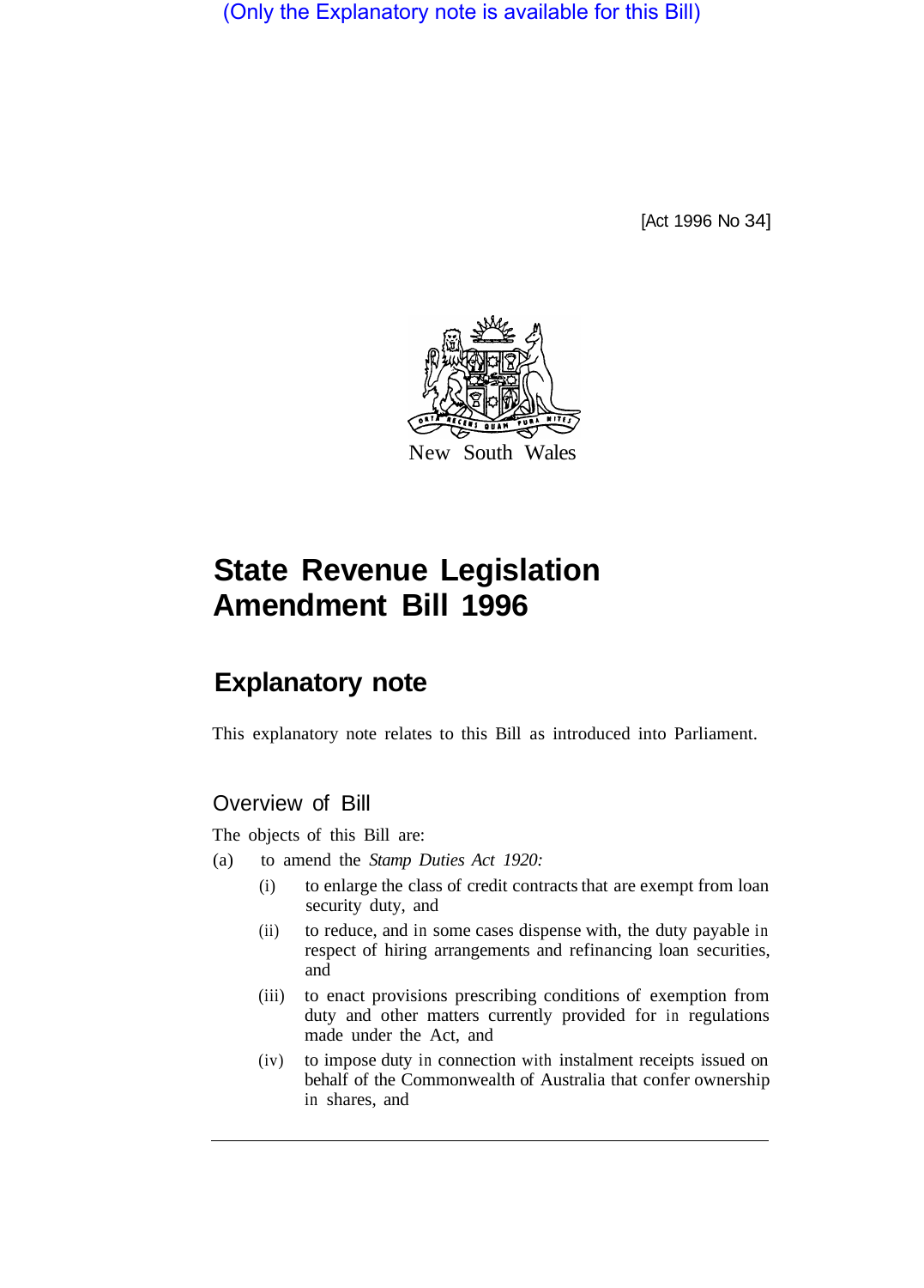(Only the Explanatory note is available for this Bill)

[Act 1996 No 34]

New South Wales

# State Revenue Legislation Amendment Bill 1996

## Explanatory note

This explanatory note relates to this Bill as introduced into Parliament.

### Overview of Bill

The objects of this Bill are:

(a) to amend the *Stamp Duties Act 1920*:

- (i) to enlarge the class of credit contracts that are exempt from loan security duty, and
- (ii) to reduce, and in some cases dispense with, the duty payable in respect of hiring arrangements and refinancing loan securities, and
- (iii) to enact provisions prescribing conditions of exemption from duty and other matters currently provided for in regulations made under the Act, and
- (iv) to impose duty in connection with instalment receipts issued on behalf of the Commonwealth of Australia that confer ownership in shares, and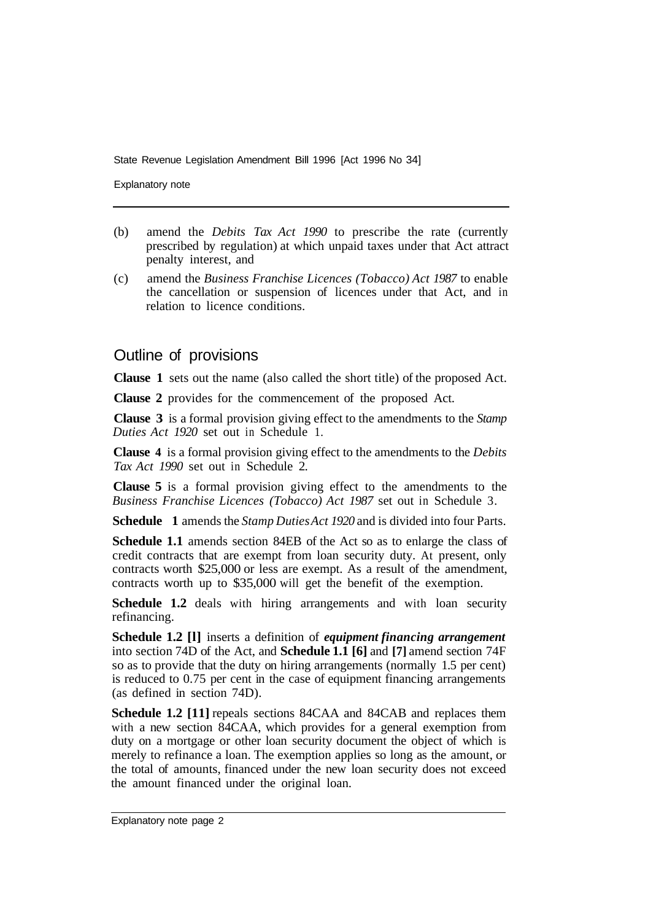(b) amend the *Debits Tax Act 1990* to prescribe the rate (currently prescribed by regulation) at which unpaid taxes under that Act attract penalty interest, and

(c) amend the *Business Franchise Licences (Tobacco) Act 1987* to enable the cancellation or suspension of licences under that Act, and in relation to licence conditions.

## Outline of provisions

**Clause 1** sets out the name (also called the short title) of the proposed Act.

**Clause 2** provides for the commencement of the proposed Act.

**Clause 3** is a formal provision giving effect to the amendments to the *Stamp Duties Act 1920* set out in Schedule 1.

**Clause 4** is a formal provision giving effect to the amendments to the *Debits Tax Act 1990* set out in Schedule 2.

**Clause 5** is a formal provision giving effect to the amendments to the *Business Franchise Licences (Tobacco) Act 1987* set out in Schedule 3.

**Schedule 1** amends the *Stamp Duties Act 1920* and is divided into four Parts.

**Schedule 1.1** amends section 84EB of the Act so as to enlarge the class of credit contracts that are exempt from loan security duty. At present, only contracts worth $25,000 or less are exempt. As a result of the amendment, contracts worth up to $35,000 will get the benefit of the exemption.

**Schedule 1.2** deals with hiring arrangements and with loan security refinancing.

**Schedule 1.2 [l]** inserts a definition of ***equipment financing arrangement*** into section 74D of the Act, and **Schedule 1.1 [6]** and **[7]** amend section 74F so as to provide that the duty on hiring arrangements (normally 1.5 per cent) is reduced to 0.75 per cent in the case of equipment financing arrangements (as defined in section 74D).

**Schedule 1.2 [11]** repeals sections 84CAA and 84CAB and replaces them with a new section 84CAA, which provides for a general exemption from duty on a mortgage or other loan security document the object of which is merely to refinance a loan. The exemption applies so long as the amount, or the total of amounts, financed under the new loan security does not exceed the amount financed under the original loan.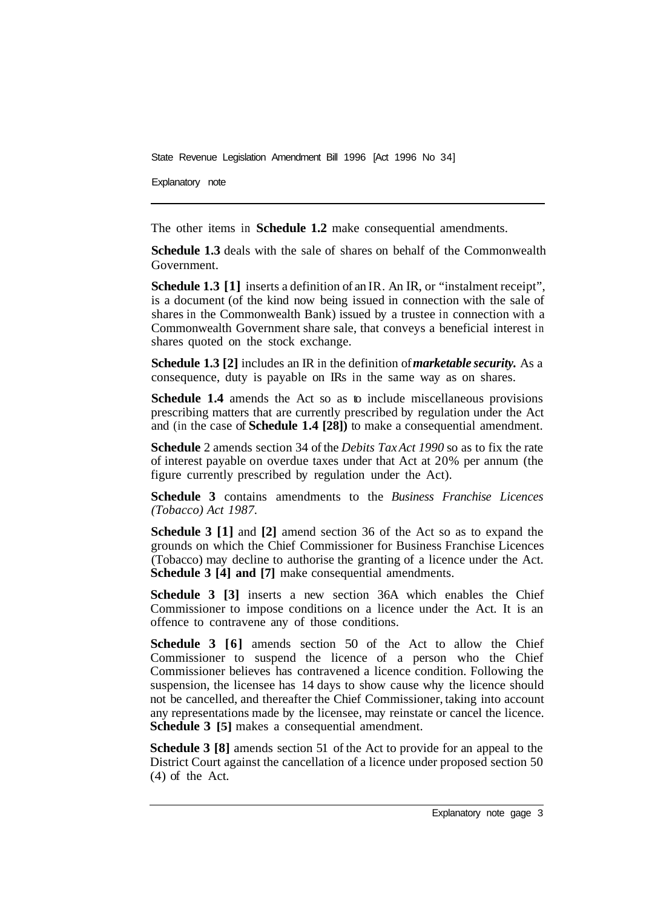The other items in **Schedule 1.2** make consequential amendments.

**Schedule 1.3** deals with the sale of shares on behalf of the Commonwealth Government.

**Schedule 1.3 [1]** inserts a definition of an IR. An IR, or "instalment receipt", is a document (of the kind now being issued in connection with the sale of shares in the Commonwealth Bank) issued by a trustee in connection with a Commonwealth Government share sale, that conveys a beneficial interest in shares quoted on the stock exchange.

**Schedule 1.3 [2]** includes an IR in the definition of ***marketable security.*** As a consequence, duty is payable on IRs in the same way as on shares.

**Schedule 1.4** amends the Act so as to include miscellaneous provisions prescribing matters that are currently prescribed by regulation under the Act and (in the case of **Schedule 1.4 [28]**) to make a consequential amendment.

**Schedule** 2 amends section 34 of the *Debits Tax Act 1990* so as to fix the rate of interest payable on overdue taxes under that Act at 20% per annum (the figure currently prescribed by regulation under the Act).

**Schedule 3** contains amendments to the *Business Franchise Licences (Tobacco) Act 1987.*

**Schedule 3 [1]** and **[2]** amend section 36 of the Act so as to expand the grounds on which the Chief Commissioner for Business Franchise Licences (Tobacco) may decline to authorise the granting of a licence under the Act. **Schedule 3 [4] and [7]** make consequential amendments.

**Schedule 3 [3]** inserts a new section 36A which enables the Chief Commissioner to impose conditions on a licence under the Act. It is an offence to contravene any of those conditions.

**Schedule 3 [6]** amends section 50 of the Act to allow the Chief Commissioner to suspend the licence of a person who the Chief Commissioner believes has contravened a licence condition. Following the suspension, the licensee has 14 days to show cause why the licence should not be cancelled, and thereafter the Chief Commissioner, taking into account any representations made by the licensee, may reinstate or cancel the licence. **Schedule 3 [5]** makes a consequential amendment.

**Schedule 3 [8]** amends section 51 of the Act to provide for an appeal to the District Court against the cancellation of a licence under proposed section 50 (4) of the Act.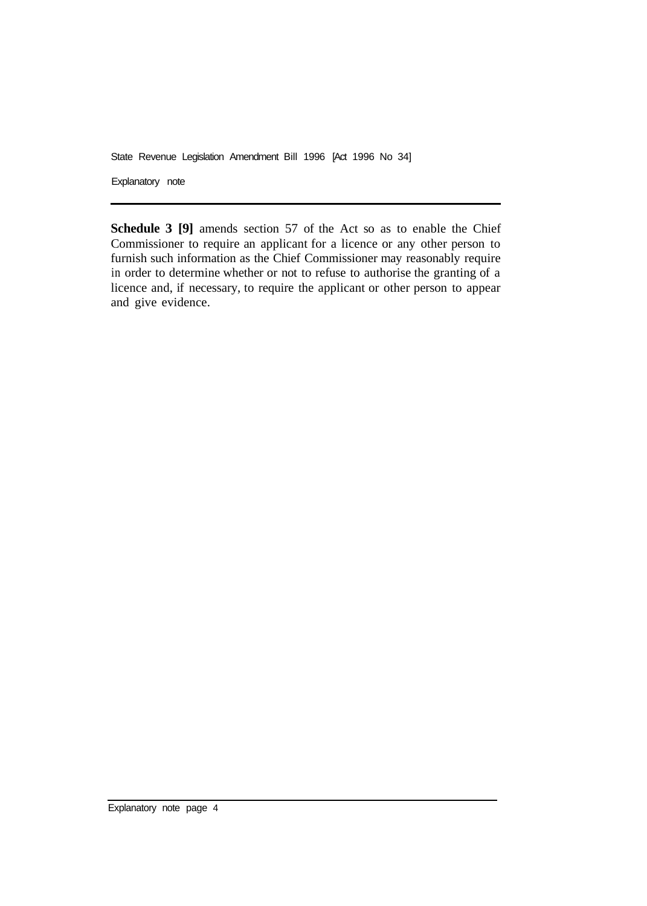**Schedule 3 [9]** amends section 57 of the Act so as to enable the Chief Commissioner to require an applicant for a licence or any other person to furnish such information as the Chief Commissioner may reasonably require in order to determine whether or not to refuse to authorise the granting of a licence and, if necessary, to require the applicant or other person to appear and give evidence.